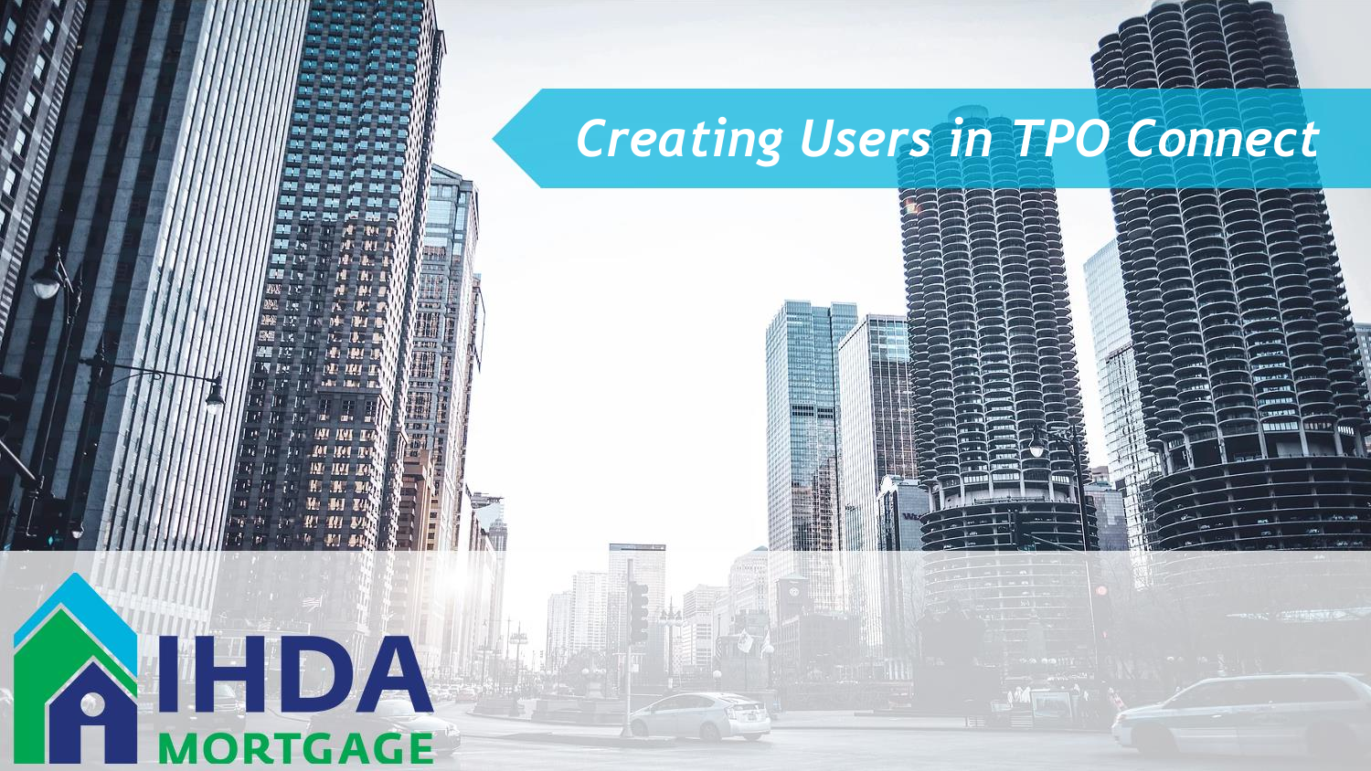# Creating Users in TPO Connect

IHDA MORTGAGE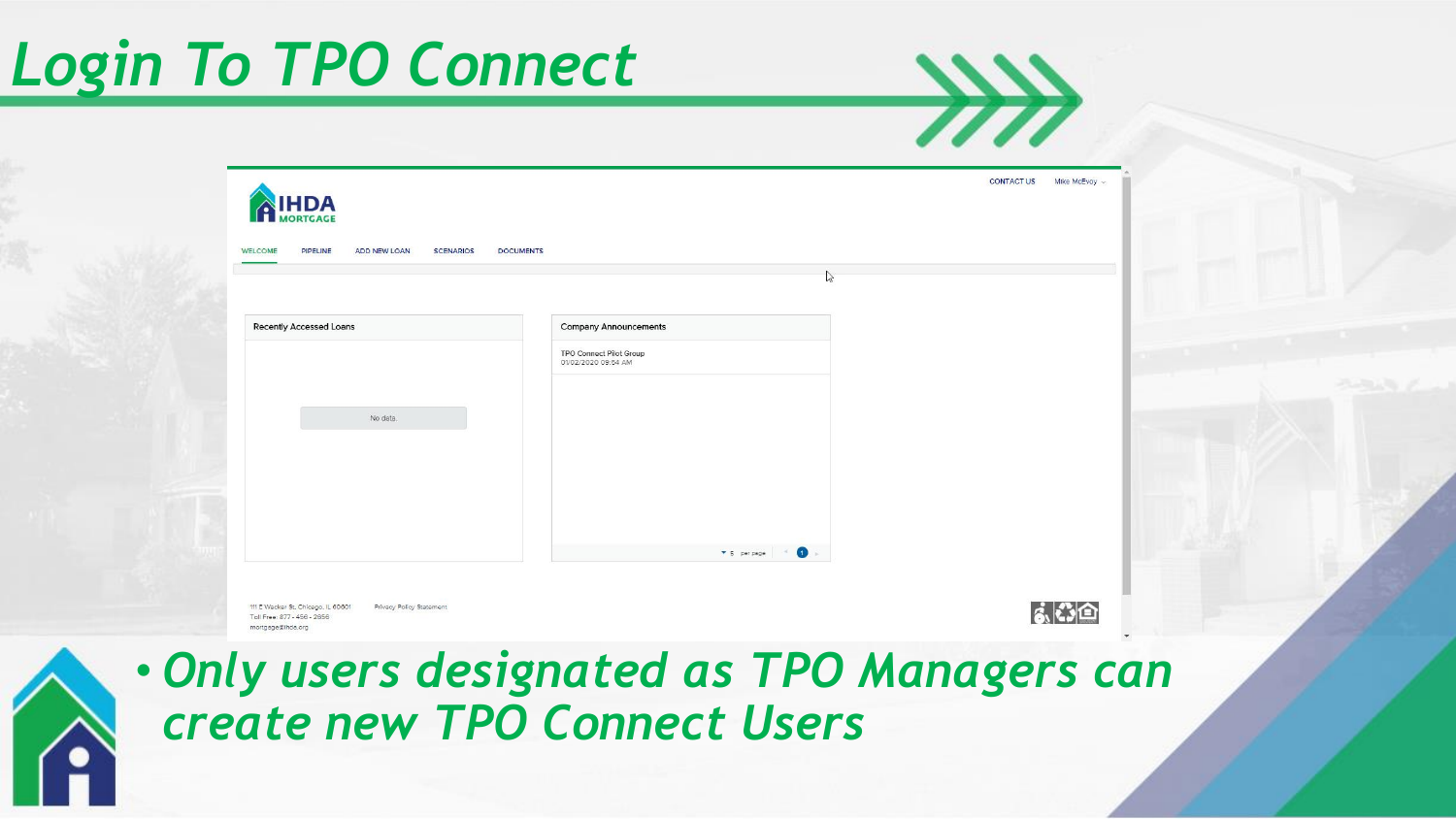# Login To TPO Connect

- *Only users designated as TPO Managers can create new TPO Connect Users*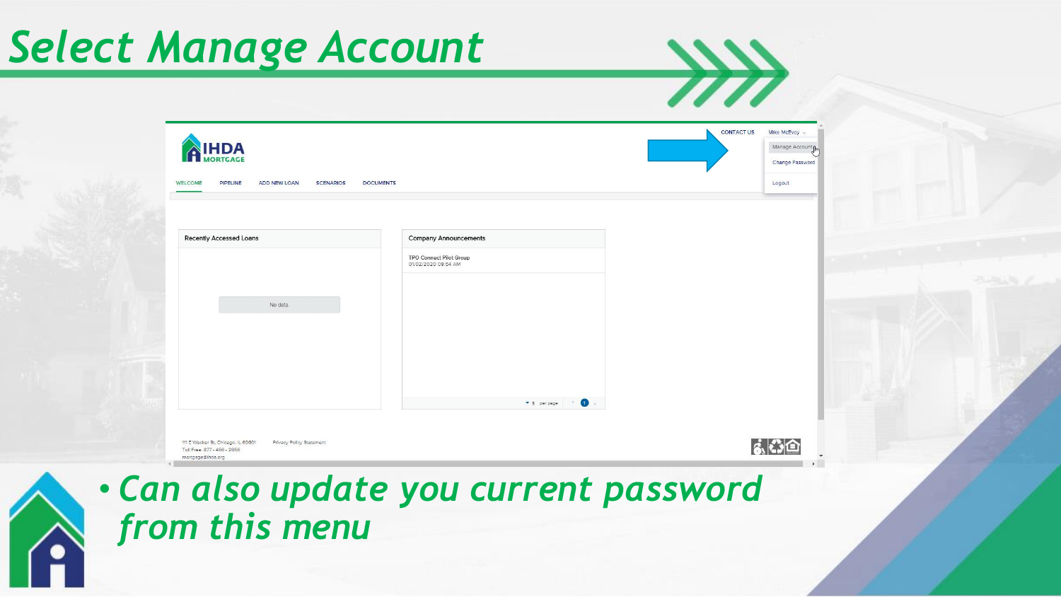# Select Manage Account

- Can also update you current password from this menu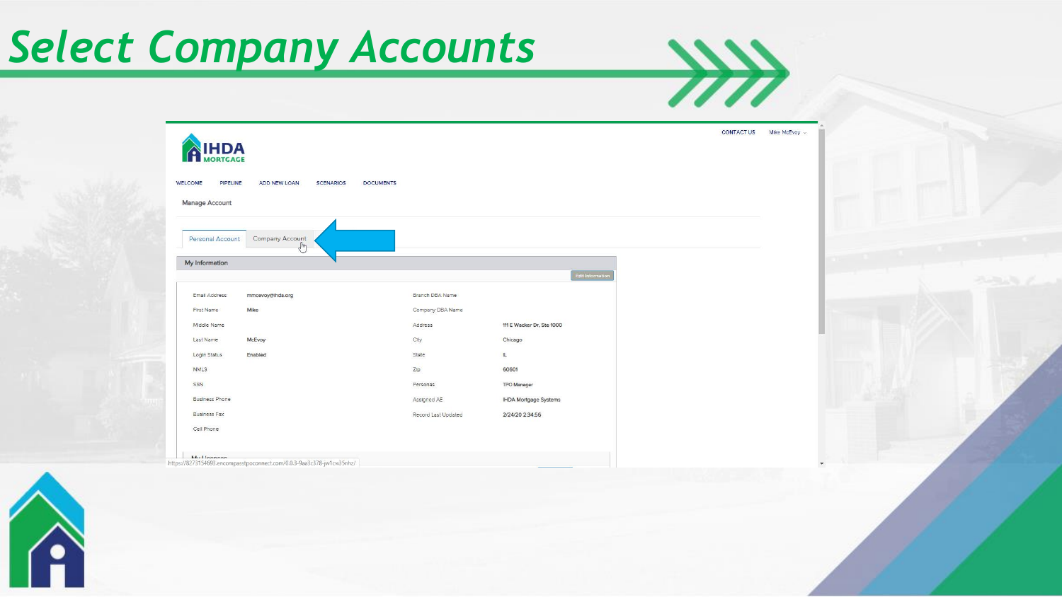# Select Company Accounts

CONTACT US Mike McEvoy

IHDA MORTGAGE

WELCOME PIPELINE ADD NEW LOAN SCENARIOS DOCUMENTS

Manage Account

Personal Account | Company Account

**My Information**

Edit Information

| | | | |
|---|---|---|---|
| Email Address | mmcevoy@ihda.org | Branch DBA Name | |
| First Name | Mike | Company DBA Name | |
| Middle Name | | Address | 111 E Wacker Dr, Ste 1000 |
| Last Name | McEvoy | City | Chicago |
| Login Status | Enabled | State | IL |
| NMLS | | Zip | 60601 |
| SSN | | Personas | TPO Manager |
| Business Phone | | Assigned AE | IHDA Mortgage Systems |
| Business Fax | | Record Last Updated | 2/24/20 2:34:56 |
| Cell Phone | | | |

My Licenses

https://8273154693.encompasstpoconnect.com/0.0.3-9aa3c378-jw1cw35nhz/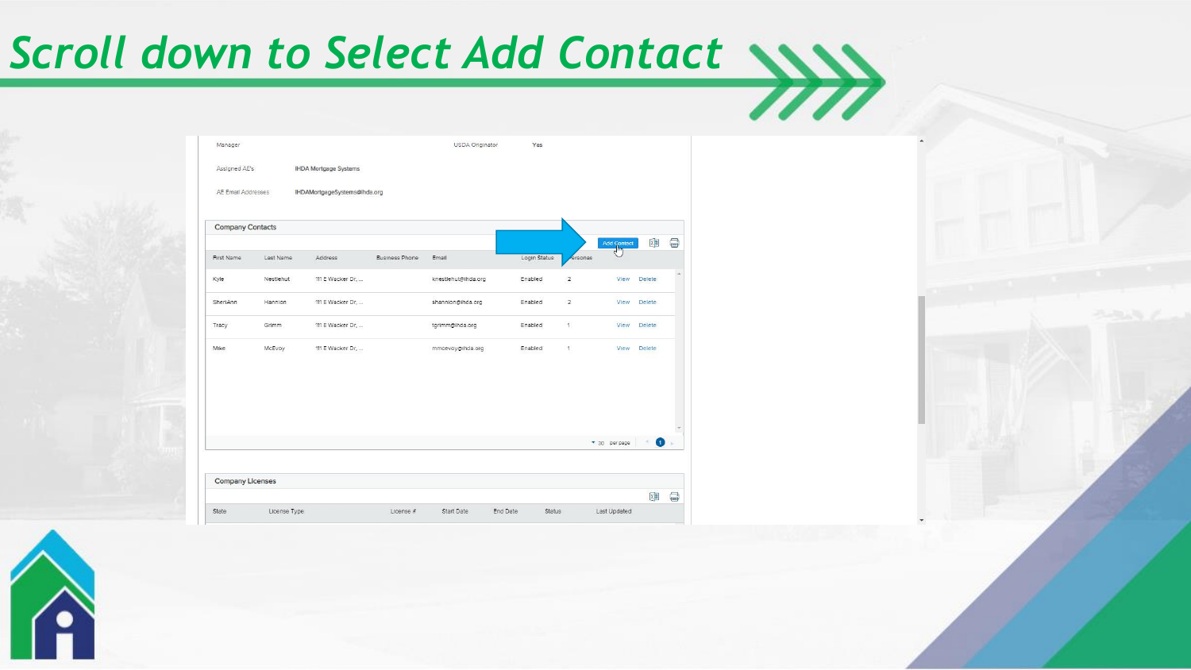# Scroll down to Select Add Contact

| Manager | | USDA Originator | Yes |
|---|---|---|---|
| Assigned AE's | IHDA Mortgage Systems | | |
| AE Email Addresses | IHDAMortgageSystems@ihda.org | | |

**Company Contacts**

Add Contact

| First Name | Last Name | Address | Business Phone | Email | Login Status | Personas | | |
|---|---|---|---|---|---|---|---|---|
| Kyle | Nestlehut | 111 E Wacker Dr, ... | | knestlehut@ihda.org | Enabled | 2 | View | Delete |
| SheriAnn | Hannion | 111 E Wacker Dr, ... | | shannion@ihda.org | Enabled | 2 | View | Delete |
| Tracy | Grimm | 111 E Wacker Dr, ... | | tgrimm@ihda.org | Enabled | 1 | View | Delete |
| Mike | McEvoy | 111 E Wacker Dr, ... | | mmcevoy@ihda.org | Enabled | 1 | View | Delete |

30 per page 1

**Company Licenses**

| State | License Type | License # | Start Date | End Date | Status | Last Updated |
|---|---|---|---|---|---|---|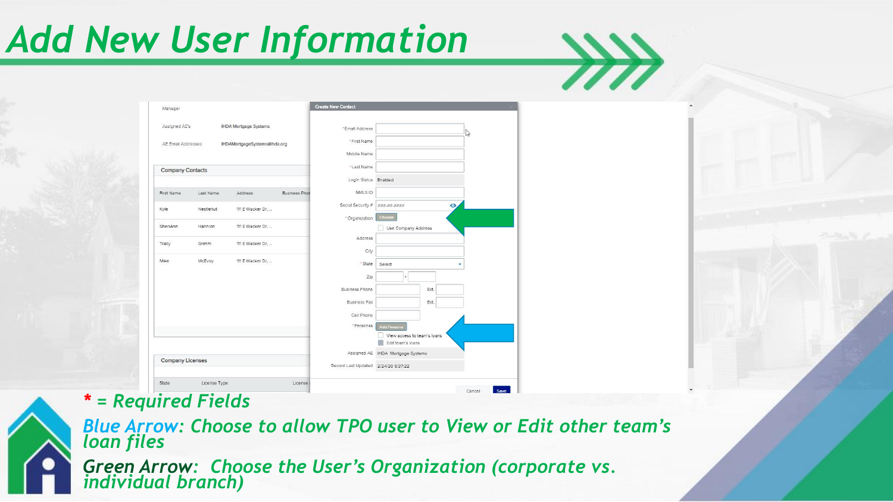# Add New User Information

Create New Contact

| | |
|---|---|
| * Email Address | |
| * First Name | |
| Middle Name | |
| * Last Name | |
| Login Status | Enabled |
| NMLS ID | |
| Social Security # | ###-##-#### |
| * Organization | Choose |
| | Use Company Address |
| Address | |
| City | |
| * State | Select |
| Zip | - |
| Business Phone | Ext. |
| Business Fax | Ext. |
| Cell Phone | |
| * Personas | Add Persona |
| | View access to team's loans |
| | Edit team's loans |
| Assigned AE | IHDA Mortgage Systems |
| Record Last Updated | 2/24/20 9:37:22 |

Cancel Save

Manager

Assigned AE's: IHDA Mortgage Systems

AE Email Addresses: IHDAMortgageSystems@ihda.org

**Company Contacts**

| First Name | Last Name | Address | Business Phone |
|---|---|---|---|
| Kyle | Nestlehut | 111 E Wacker Dr, ... | |
| SheriAnn | Hannion | 111 E Wacker Dr, ... | |
| Tracy | Grimm | 111 E Wacker Dr, ... | |
| Mike | McEvoy | 111 E Wacker Dr, ... | |

**Company Licenses**

| State | License Type | License |
|---|---|---|

*** = Required Fields**

***Blue Arrow**: Choose to allow TPO user to View or Edit other team's loan files*

***Green Arrow**: Choose the User's Organization (corporate vs. individual branch)*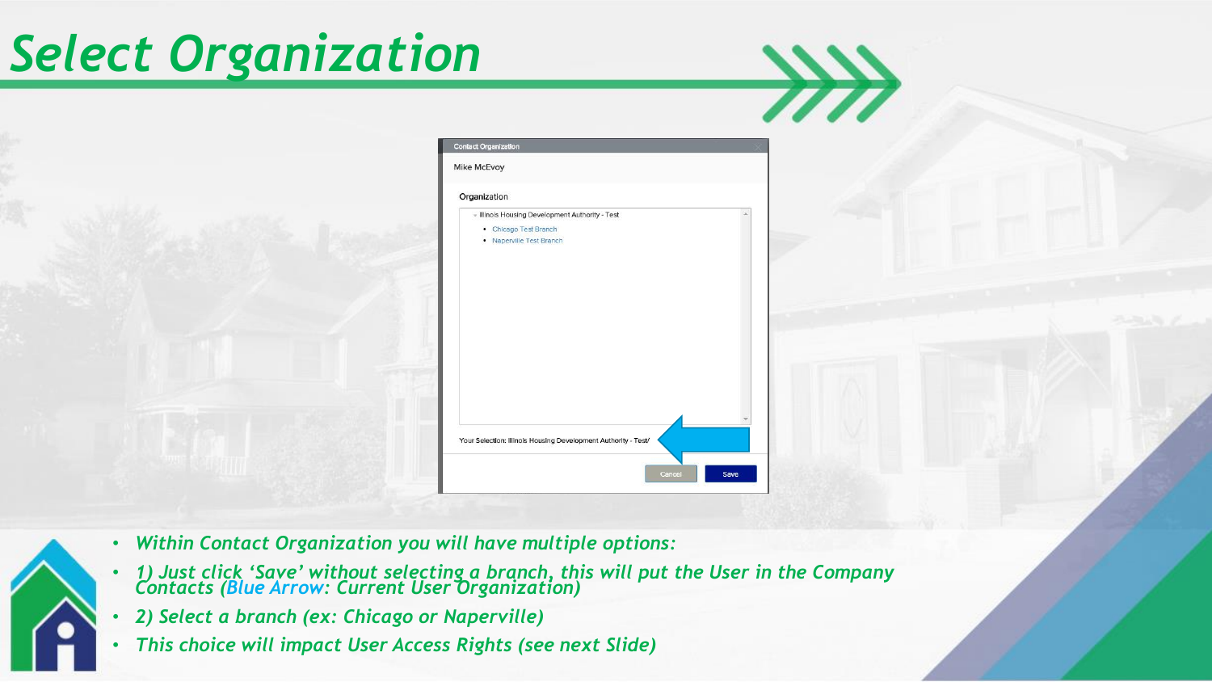# Select Organization

Contact Organization

Mike McEvoy

Organization

- Illinois Housing Development Authority - Test
  - Chicago Test Branch
  - Naperville Test Branch

Your Selection: Illinois Housing Development Authority - Test/

Cancel | Save

- *Within Contact Organization you will have multiple options:*
- *1) Just click 'Save' without selecting a branch, this will put the User in the Company Contacts (Blue Arrow: Current User Organization)*
- *2) Select a branch (ex: Chicago or Naperville)*
- *This choice will impact User Access Rights (see next Slide)*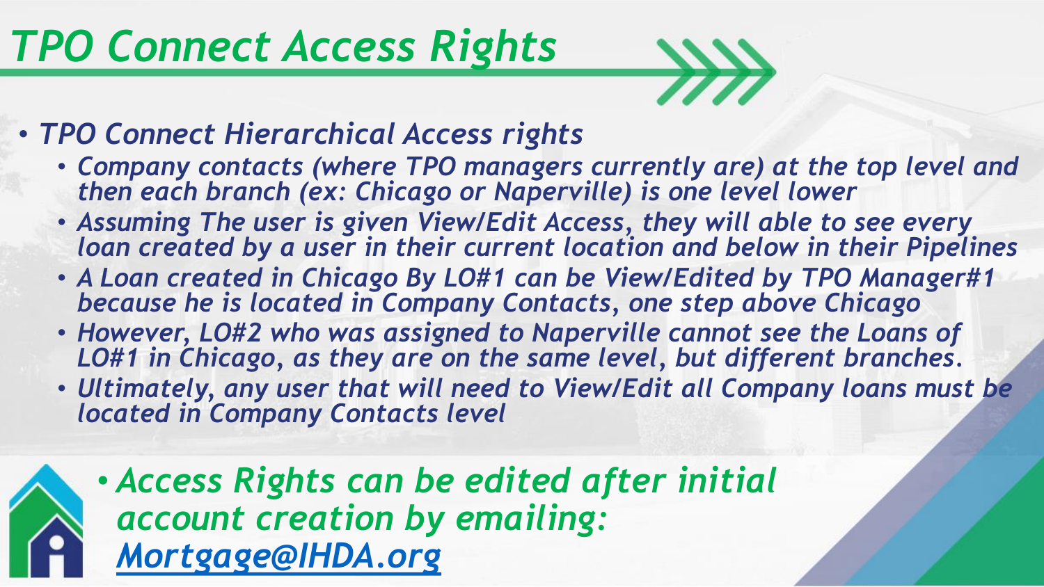# *TPO Connect Access Rights*

- *TPO Connect Hierarchical Access rights*
  - *Company contacts (where TPO managers currently are) at the top level and then each branch (ex: Chicago or Naperville) is one level lower*
  - *Assuming The user is given View/Edit Access, they will able to see every loan created by a user in their current location and below in their Pipelines*
  - *A Loan created in Chicago By LO#1 can be View/Edited by TPO Manager#1 because he is located in Company Contacts, one step above Chicago*
  - *However, LO#2 who was assigned to Naperville cannot see the Loans of LO#1 in Chicago, as they are on the same level, but different branches.*
  - *Ultimately, any user that will need to View/Edit all Company loans must be located in Company Contacts level*

- *Access Rights can be edited after initial account creation by emailing: [Mortgage@IHDA.org](mailto:Mortgage@IHDA.org)*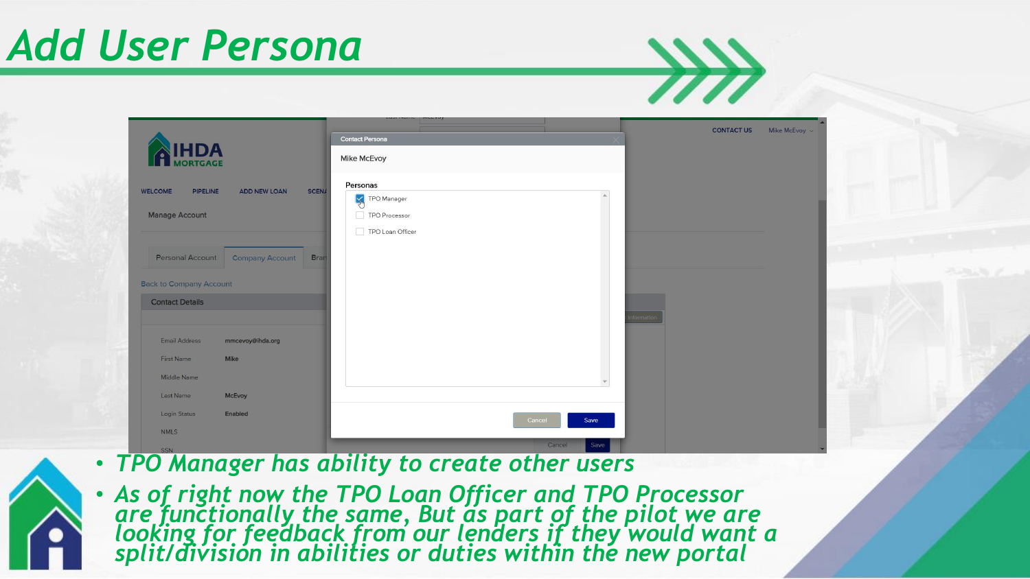# Add User Persona

Contact Persona

Mike McEvoy

Personas

- [x] TPO Manager
- [ ] TPO Processor
- [ ] TPO Loan Officer

Cancel Save

- TPO Manager has ability to create other users
- As of right now the TPO Loan Officer and TPO Processor are functionally the same, But as part of the pilot we are looking for feedback from our lenders if they would want a split/division in abilities or duties within the new portal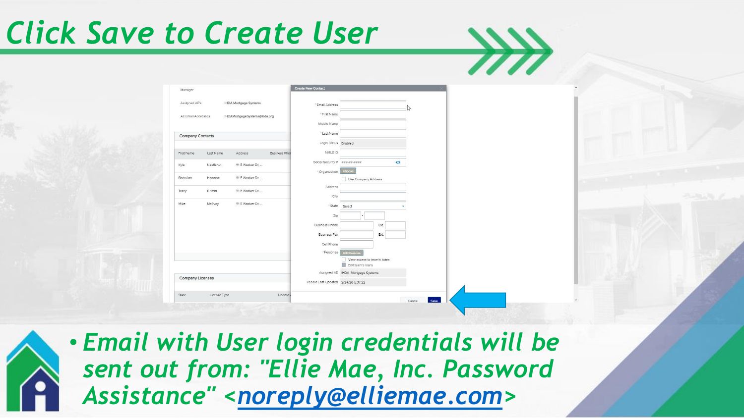# Click Save to Create User

- *Email with User login credentials will be sent out from: "Ellie Mae, Inc. Password Assistance" <noreply@elliemae.com>*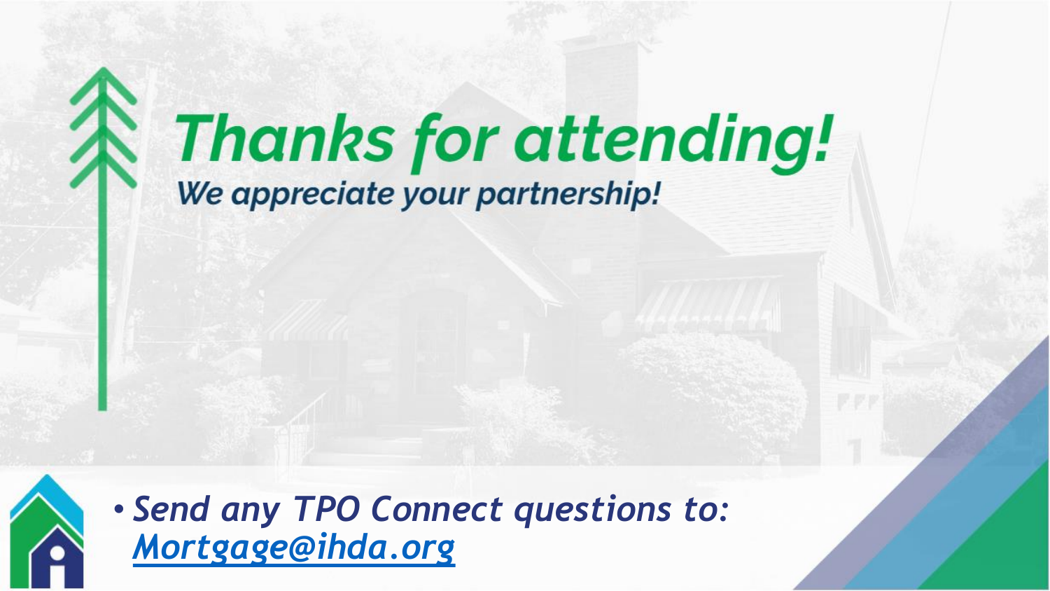# Thanks for attending!

***We appreciate your partnership!***

- ***Send any TPO Connect questions to: [Mortgage@ihda.org](mailto:Mortgage@ihda.org)***